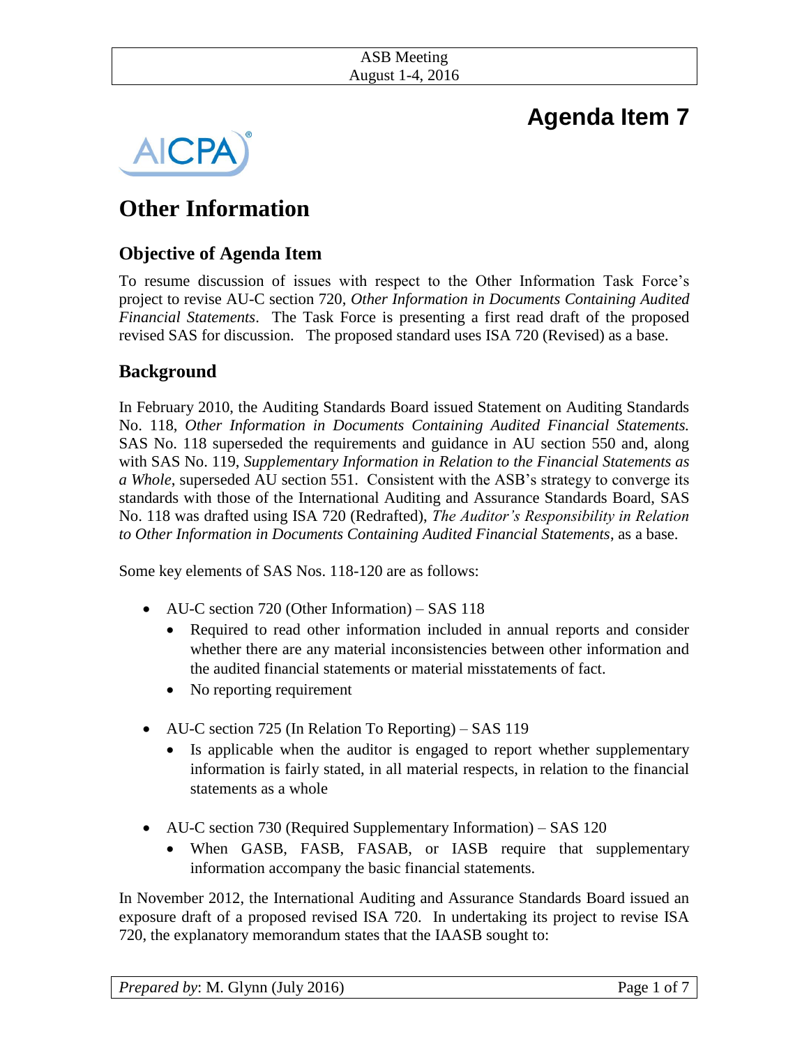ASB Meeting
August 1-4, 2016

# Agenda Item 7

# Other Information

## Objective of Agenda Item

To resume discussion of issues with respect to the Other Information Task Force's project to revise AU-C section 720, *Other Information in Documents Containing Audited Financial Statements*. The Task Force is presenting a first read draft of the proposed revised SAS for discussion. The proposed standard uses ISA 720 (Revised) as a base.

## Background

In February 2010, the Auditing Standards Board issued Statement on Auditing Standards No. 118, *Other Information in Documents Containing Audited Financial Statements.* SAS No. 118 superseded the requirements and guidance in AU section 550 and, along with SAS No. 119, *Supplementary Information in Relation to the Financial Statements as a Whole*, superseded AU section 551. Consistent with the ASB's strategy to converge its standards with those of the International Auditing and Assurance Standards Board, SAS No. 118 was drafted using ISA 720 (Redrafted), *The Auditor's Responsibility in Relation to Other Information in Documents Containing Audited Financial Statements*, as a base.

Some key elements of SAS Nos. 118-120 are as follows:

- AU-C section 720 (Other Information) – SAS 118
  - Required to read other information included in annual reports and consider whether there are any material inconsistencies between other information and the audited financial statements or material misstatements of fact.
  - No reporting requirement
- AU-C section 725 (In Relation To Reporting) – SAS 119
  - Is applicable when the auditor is engaged to report whether supplementary information is fairly stated, in all material respects, in relation to the financial statements as a whole
- AU-C section 730 (Required Supplementary Information) – SAS 120
  - When GASB, FASB, FASAB, or IASB require that supplementary information accompany the basic financial statements.

In November 2012, the International Auditing and Assurance Standards Board issued an exposure draft of a proposed revised ISA 720. In undertaking its project to revise ISA 720, the explanatory memorandum states that the IAASB sought to:

*Prepared by*: M. Glynn (July 2016)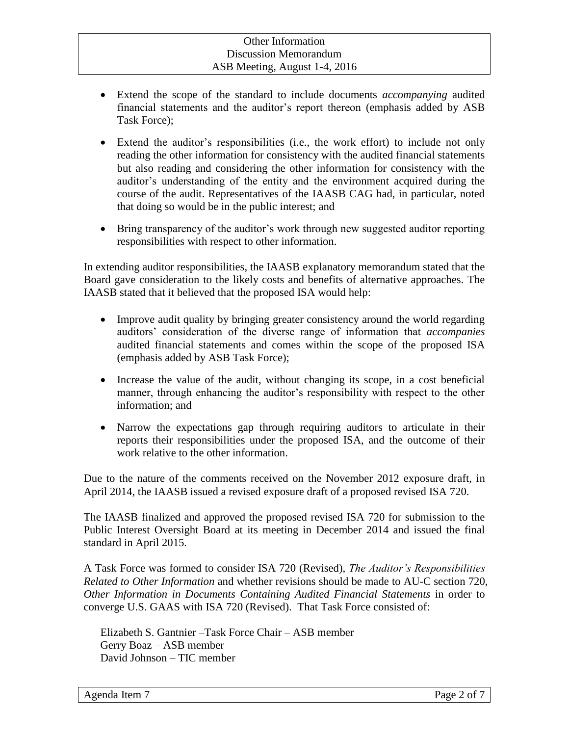- Extend the scope of the standard to include documents *accompanying* audited financial statements and the auditor's report thereon (emphasis added by ASB Task Force);
- Extend the auditor's responsibilities (i.e., the work effort) to include not only reading the other information for consistency with the audited financial statements but also reading and considering the other information for consistency with the auditor's understanding of the entity and the environment acquired during the course of the audit. Representatives of the IAASB CAG had, in particular, noted that doing so would be in the public interest; and
- Bring transparency of the auditor's work through new suggested auditor reporting responsibilities with respect to other information.

In extending auditor responsibilities, the IAASB explanatory memorandum stated that the Board gave consideration to the likely costs and benefits of alternative approaches. The IAASB stated that it believed that the proposed ISA would help:

- Improve audit quality by bringing greater consistency around the world regarding auditors' consideration of the diverse range of information that *accompanies* audited financial statements and comes within the scope of the proposed ISA (emphasis added by ASB Task Force);
- Increase the value of the audit, without changing its scope, in a cost beneficial manner, through enhancing the auditor's responsibility with respect to the other information; and
- Narrow the expectations gap through requiring auditors to articulate in their reports their responsibilities under the proposed ISA, and the outcome of their work relative to the other information.

Due to the nature of the comments received on the November 2012 exposure draft, in April 2014, the IAASB issued a revised exposure draft of a proposed revised ISA 720.

The IAASB finalized and approved the proposed revised ISA 720 for submission to the Public Interest Oversight Board at its meeting in December 2014 and issued the final standard in April 2015.

A Task Force was formed to consider ISA 720 (Revised), *The Auditor's Responsibilities Related to Other Information* and whether revisions should be made to AU-C section 720, *Other Information in Documents Containing Audited Financial Statements* in order to converge U.S. GAAS with ISA 720 (Revised). That Task Force consisted of:

Elizabeth S. Gantnier –Task Force Chair – ASB member
Gerry Boaz – ASB member
David Johnson – TIC member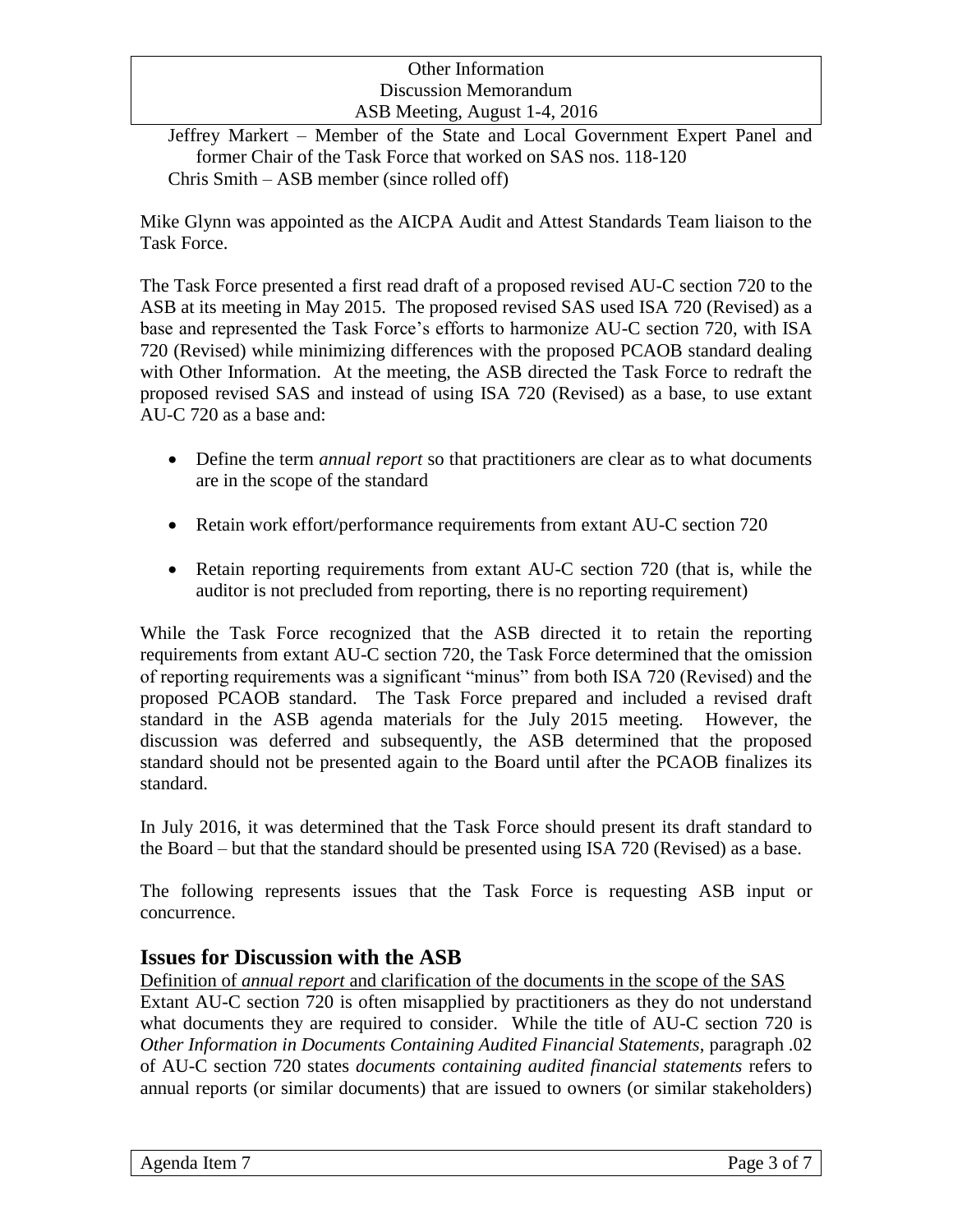Jeffrey Markert – Member of the State and Local Government Expert Panel and former Chair of the Task Force that worked on SAS nos. 118-120
Chris Smith – ASB member (since rolled off)

Mike Glynn was appointed as the AICPA Audit and Attest Standards Team liaison to the Task Force.

The Task Force presented a first read draft of a proposed revised AU-C section 720 to the ASB at its meeting in May 2015. The proposed revised SAS used ISA 720 (Revised) as a base and represented the Task Force's efforts to harmonize AU-C section 720, with ISA 720 (Revised) while minimizing differences with the proposed PCAOB standard dealing with Other Information. At the meeting, the ASB directed the Task Force to redraft the proposed revised SAS and instead of using ISA 720 (Revised) as a base, to use extant AU-C 720 as a base and:

- Define the term *annual report* so that practitioners are clear as to what documents are in the scope of the standard
- Retain work effort/performance requirements from extant AU-C section 720
- Retain reporting requirements from extant AU-C section 720 (that is, while the auditor is not precluded from reporting, there is no reporting requirement)

While the Task Force recognized that the ASB directed it to retain the reporting requirements from extant AU-C section 720, the Task Force determined that the omission of reporting requirements was a significant "minus" from both ISA 720 (Revised) and the proposed PCAOB standard. The Task Force prepared and included a revised draft standard in the ASB agenda materials for the July 2015 meeting. However, the discussion was deferred and subsequently, the ASB determined that the proposed standard should not be presented again to the Board until after the PCAOB finalizes its standard.

In July 2016, it was determined that the Task Force should present its draft standard to the Board – but that the standard should be presented using ISA 720 (Revised) as a base.

The following represents issues that the Task Force is requesting ASB input or concurrence.

## Issues for Discussion with the ASB

Definition of *annual report* and clarification of the documents in the scope of the SAS

Extant AU-C section 720 is often misapplied by practitioners as they do not understand what documents they are required to consider. While the title of AU-C section 720 is *Other Information in Documents Containing Audited Financial Statements*, paragraph .02 of AU-C section 720 states *documents containing audited financial statements* refers to annual reports (or similar documents) that are issued to owners (or similar stakeholders)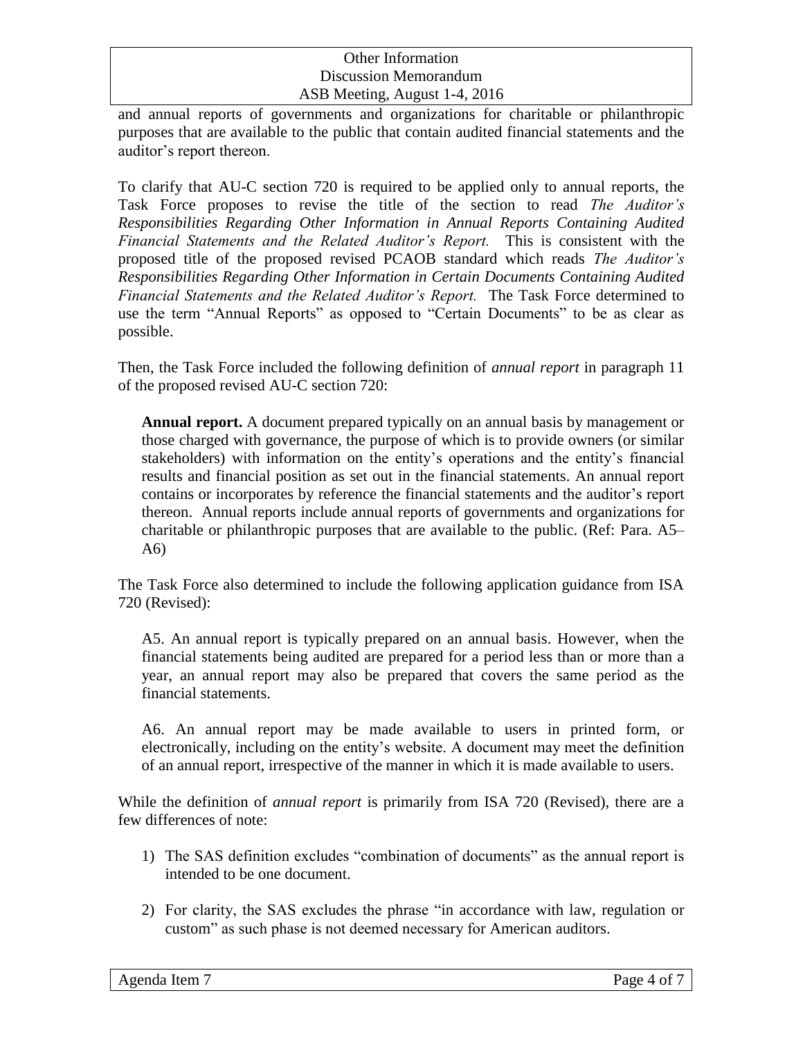and annual reports of governments and organizations for charitable or philanthropic purposes that are available to the public that contain audited financial statements and the auditor's report thereon.

To clarify that AU-C section 720 is required to be applied only to annual reports, the Task Force proposes to revise the title of the section to read *The Auditor's Responsibilities Regarding Other Information in Annual Reports Containing Audited Financial Statements and the Related Auditor's Report.* This is consistent with the proposed title of the proposed revised PCAOB standard which reads *The Auditor's Responsibilities Regarding Other Information in Certain Documents Containing Audited Financial Statements and the Related Auditor's Report.* The Task Force determined to use the term "Annual Reports" as opposed to "Certain Documents" to be as clear as possible.

Then, the Task Force included the following definition of *annual report* in paragraph 11 of the proposed revised AU-C section 720:

> **Annual report.** A document prepared typically on an annual basis by management or those charged with governance, the purpose of which is to provide owners (or similar stakeholders) with information on the entity's operations and the entity's financial results and financial position as set out in the financial statements. An annual report contains or incorporates by reference the financial statements and the auditor's report thereon. Annual reports include annual reports of governments and organizations for charitable or philanthropic purposes that are available to the public. (Ref: Para. A5–A6)

The Task Force also determined to include the following application guidance from ISA 720 (Revised):

> A5. An annual report is typically prepared on an annual basis. However, when the financial statements being audited are prepared for a period less than or more than a year, an annual report may also be prepared that covers the same period as the financial statements.
>
> A6. An annual report may be made available to users in printed form, or electronically, including on the entity's website. A document may meet the definition of an annual report, irrespective of the manner in which it is made available to users.

While the definition of *annual report* is primarily from ISA 720 (Revised), there are a few differences of note:

1) The SAS definition excludes "combination of documents" as the annual report is intended to be one document.

2) For clarity, the SAS excludes the phrase "in accordance with law, regulation or custom" as such phase is not deemed necessary for American auditors.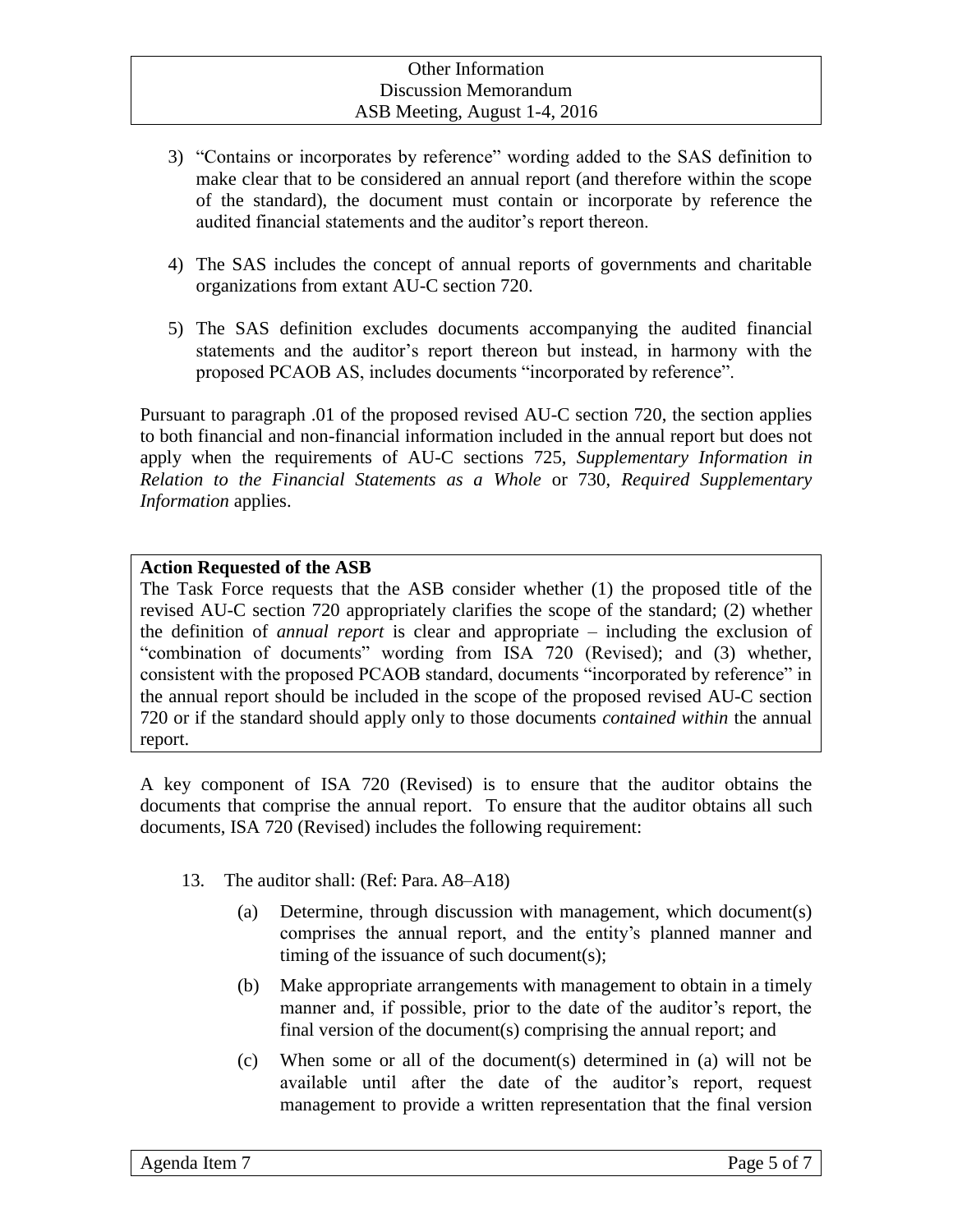3) "Contains or incorporates by reference" wording added to the SAS definition to make clear that to be considered an annual report (and therefore within the scope of the standard), the document must contain or incorporate by reference the audited financial statements and the auditor's report thereon.

4) The SAS includes the concept of annual reports of governments and charitable organizations from extant AU-C section 720.

5) The SAS definition excludes documents accompanying the audited financial statements and the auditor's report thereon but instead, in harmony with the proposed PCAOB AS, includes documents "incorporated by reference".

Pursuant to paragraph .01 of the proposed revised AU-C section 720, the section applies to both financial and non-financial information included in the annual report but does not apply when the requirements of AU-C sections 725, *Supplementary Information in Relation to the Financial Statements as a Whole* or 730, *Required Supplementary Information* applies.

**Action Requested of the ASB**

The Task Force requests that the ASB consider whether (1) the proposed title of the revised AU-C section 720 appropriately clarifies the scope of the standard; (2) whether the definition of *annual report* is clear and appropriate – including the exclusion of "combination of documents" wording from ISA 720 (Revised); and (3) whether, consistent with the proposed PCAOB standard, documents "incorporated by reference" in the annual report should be included in the scope of the proposed revised AU-C section 720 or if the standard should apply only to those documents *contained within* the annual report.

A key component of ISA 720 (Revised) is to ensure that the auditor obtains the documents that comprise the annual report. To ensure that the auditor obtains all such documents, ISA 720 (Revised) includes the following requirement:

13. The auditor shall: (Ref: Para. A8–A18)

   (a) Determine, through discussion with management, which document(s) comprises the annual report, and the entity's planned manner and timing of the issuance of such document(s);

   (b) Make appropriate arrangements with management to obtain in a timely manner and, if possible, prior to the date of the auditor's report, the final version of the document(s) comprising the annual report; and

   (c) When some or all of the document(s) determined in (a) will not be available until after the date of the auditor's report, request management to provide a written representation that the final version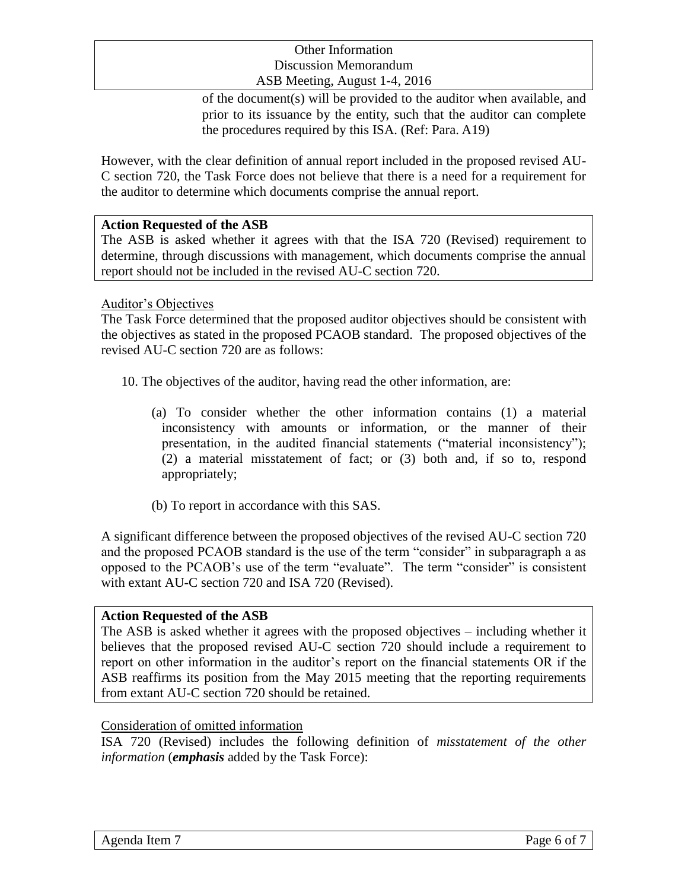of the document(s) will be provided to the auditor when available, and prior to its issuance by the entity, such that the auditor can complete the procedures required by this ISA. (Ref: Para. A19)

However, with the clear definition of annual report included in the proposed revised AU-C section 720, the Task Force does not believe that there is a need for a requirement for the auditor to determine which documents comprise the annual report.

**Action Requested of the ASB**
The ASB is asked whether it agrees with that the ISA 720 (Revised) requirement to determine, through discussions with management, which documents comprise the annual report should not be included in the revised AU-C section 720.

Auditor's Objectives

The Task Force determined that the proposed auditor objectives should be consistent with the objectives as stated in the proposed PCAOB standard. The proposed objectives of the revised AU-C section 720 are as follows:

10. The objectives of the auditor, having read the other information, are:

    (a) To consider whether the other information contains (1) a material inconsistency with amounts or information, or the manner of their presentation, in the audited financial statements ("material inconsistency"); (2) a material misstatement of fact; or (3) both and, if so to, respond appropriately;

    (b) To report in accordance with this SAS.

A significant difference between the proposed objectives of the revised AU-C section 720 and the proposed PCAOB standard is the use of the term "consider" in subparagraph a as opposed to the PCAOB's use of the term "evaluate". The term "consider" is consistent with extant AU-C section 720 and ISA 720 (Revised).

**Action Requested of the ASB**
The ASB is asked whether it agrees with the proposed objectives – including whether it believes that the proposed revised AU-C section 720 should include a requirement to report on other information in the auditor's report on the financial statements OR if the ASB reaffirms its position from the May 2015 meeting that the reporting requirements from extant AU-C section 720 should be retained.

Consideration of omitted information

ISA 720 (Revised) includes the following definition of *misstatement of the other information* (***emphasis*** added by the Task Force):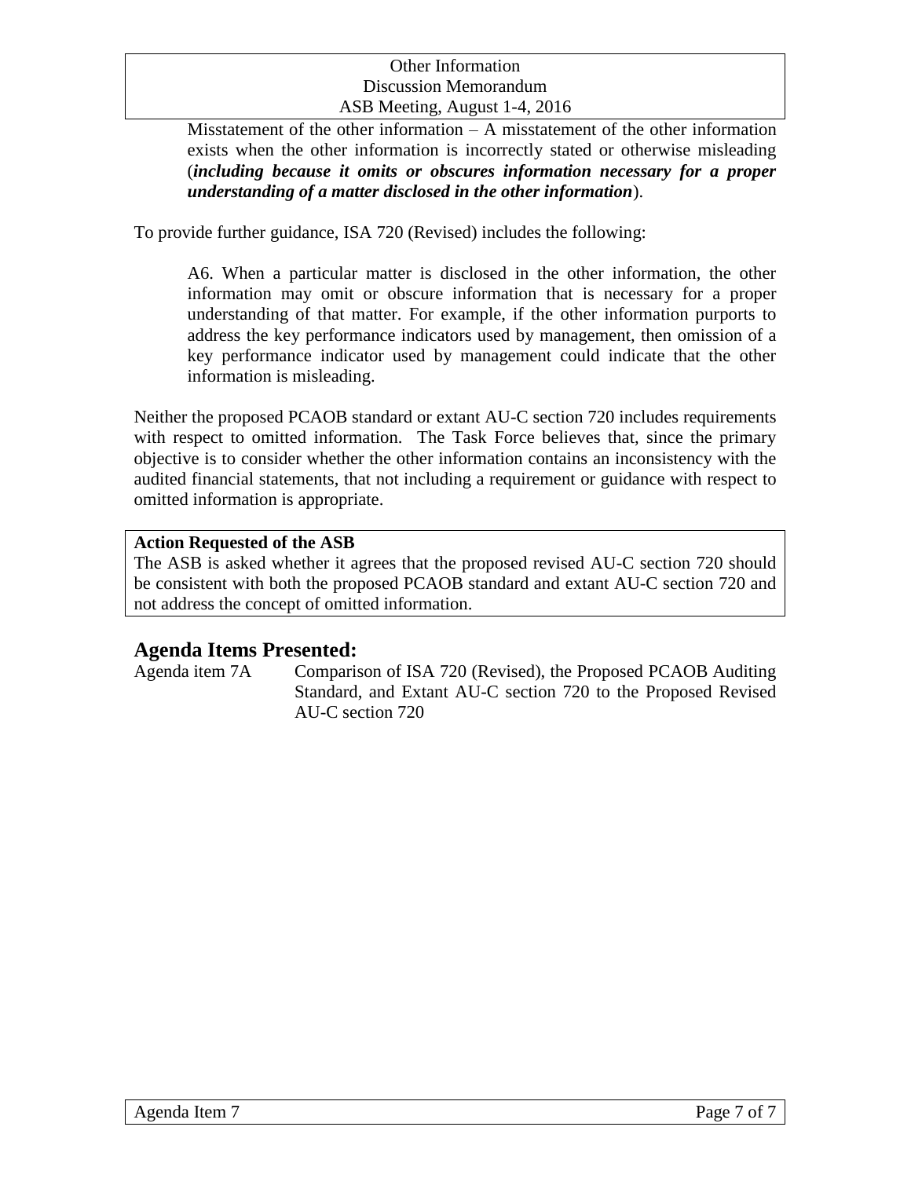> Misstatement of the other information – A misstatement of the other information exists when the other information is incorrectly stated or otherwise misleading (***including because it omits or obscures information necessary for a proper understanding of a matter disclosed in the other information***).

To provide further guidance, ISA 720 (Revised) includes the following:

> A6. When a particular matter is disclosed in the other information, the other information may omit or obscure information that is necessary for a proper understanding of that matter. For example, if the other information purports to address the key performance indicators used by management, then omission of a key performance indicator used by management could indicate that the other information is misleading.

Neither the proposed PCAOB standard or extant AU-C section 720 includes requirements with respect to omitted information. The Task Force believes that, since the primary objective is to consider whether the other information contains an inconsistency with the audited financial statements, that not including a requirement or guidance with respect to omitted information is appropriate.

**Action Requested of the ASB**

The ASB is asked whether it agrees that the proposed revised AU-C section 720 should be consistent with both the proposed PCAOB standard and extant AU-C section 720 and not address the concept of omitted information.

## Agenda Items Presented:

Agenda item 7A — Comparison of ISA 720 (Revised), the Proposed PCAOB Auditing Standard, and Extant AU-C section 720 to the Proposed Revised AU-C section 720